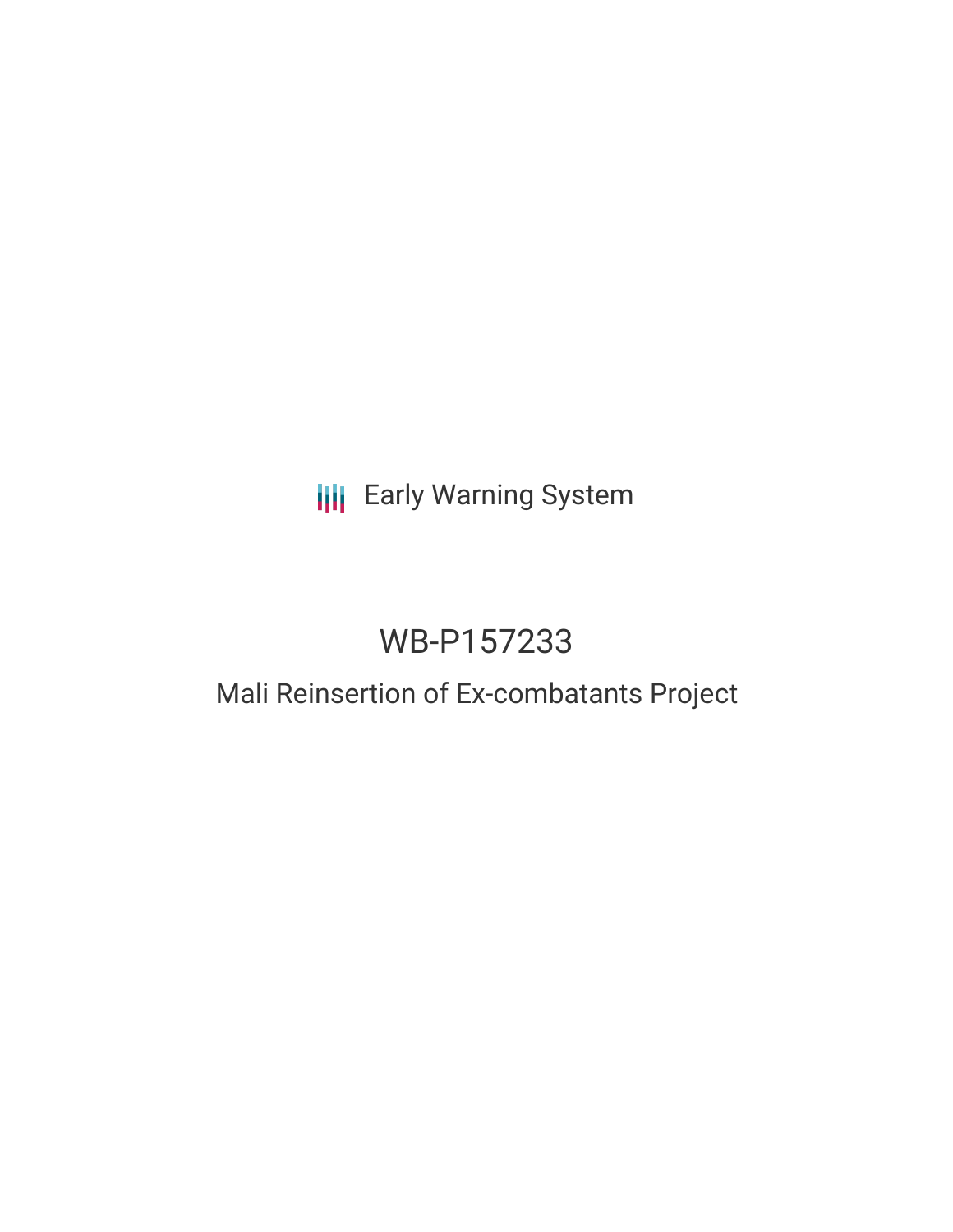Early Warning System

# WB-P157233

## Mali Reinsertion of Ex-combatants Project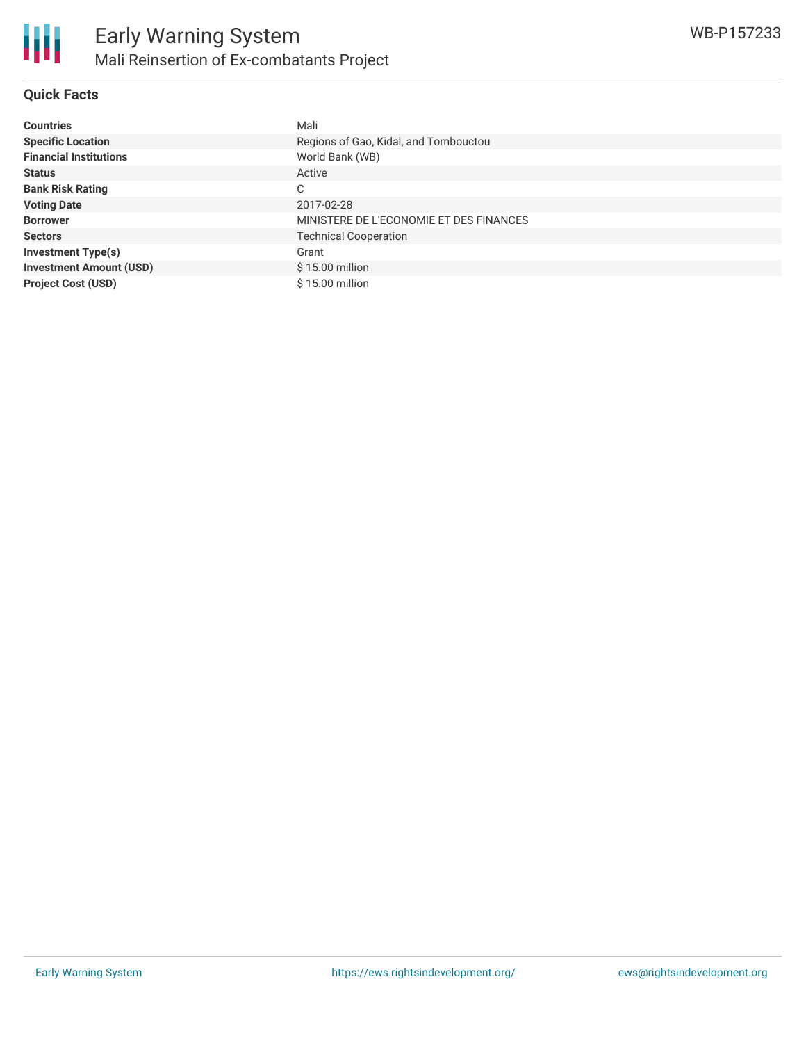## Quick Facts

| | |
|---|---|
| **Countries** | Mali |
| **Specific Location** | Regions of Gao, Kidal, and Tombouctou |
| **Financial Institutions** | World Bank (WB) |
| **Status** | Active |
| **Bank Risk Rating** | C |
| **Voting Date** | 2017-02-28 |
| **Borrower** | MINISTERE DE L'ECONOMIE ET DES FINANCES |
| **Sectors** | Technical Cooperation |
| **Investment Type(s)** | Grant |
| **Investment Amount (USD)** | $ 15.00 million |
| **Project Cost (USD)** | $ 15.00 million |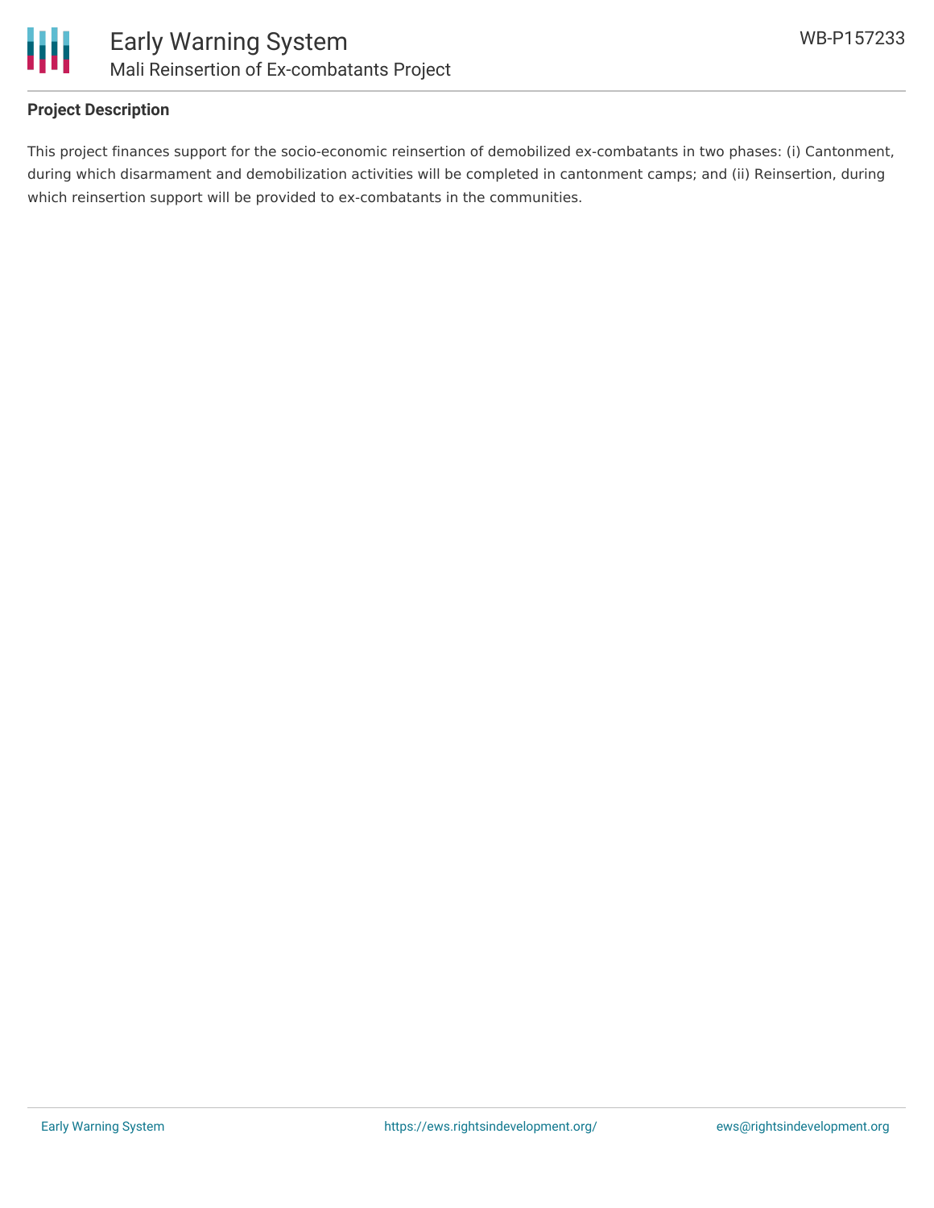### Project Description

This project finances support for the socio-economic reinsertion of demobilized ex-combatants in two phases: (i) Cantonment, during which disarmament and demobilization activities will be completed in cantonment camps; and (ii) Reinsertion, during which reinsertion support will be provided to ex-combatants in the communities.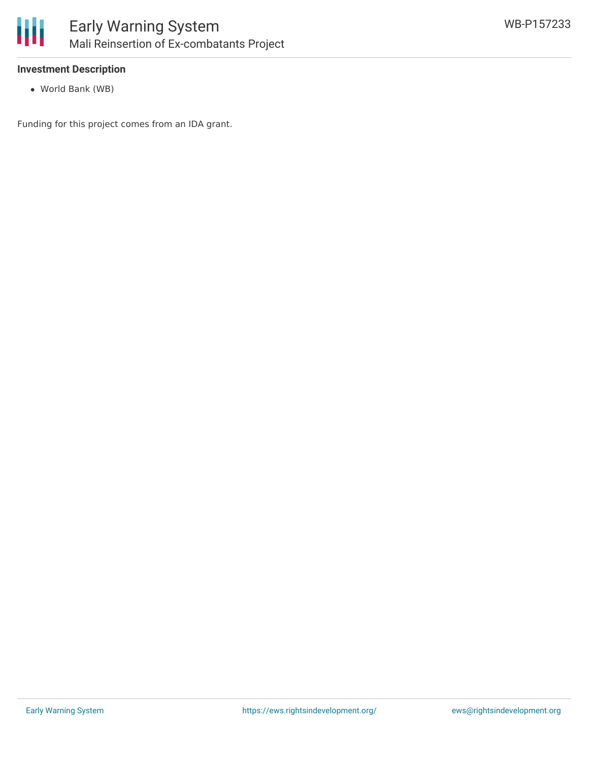**Investment Description**

- World Bank (WB)

Funding for this project comes from an IDA grant.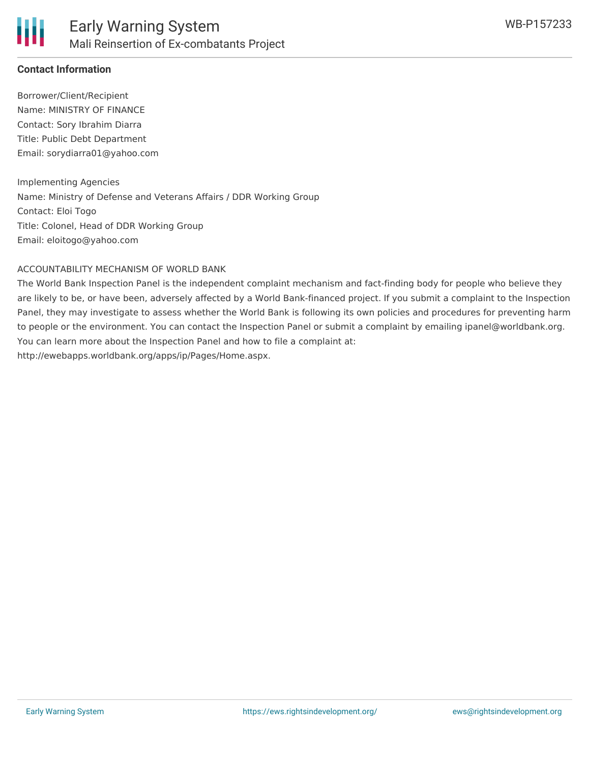## Contact Information

Borrower/Client/Recipient
Name: MINISTRY OF FINANCE
Contact: Sory Ibrahim Diarra
Title: Public Debt Department
Email: sorydiarra01@yahoo.com

Implementing Agencies
Name: Ministry of Defense and Veterans Affairs / DDR Working Group
Contact: Eloi Togo
Title: Colonel, Head of DDR Working Group
Email: eloitogo@yahoo.com

ACCOUNTABILITY MECHANISM OF WORLD BANK
The World Bank Inspection Panel is the independent complaint mechanism and fact-finding body for people who believe they are likely to be, or have been, adversely affected by a World Bank-financed project. If you submit a complaint to the Inspection Panel, they may investigate to assess whether the World Bank is following its own policies and procedures for preventing harm to people or the environment. You can contact the Inspection Panel or submit a complaint by emailing ipanel@worldbank.org. You can learn more about the Inspection Panel and how to file a complaint at: http://ewebapps.worldbank.org/apps/ip/Pages/Home.aspx.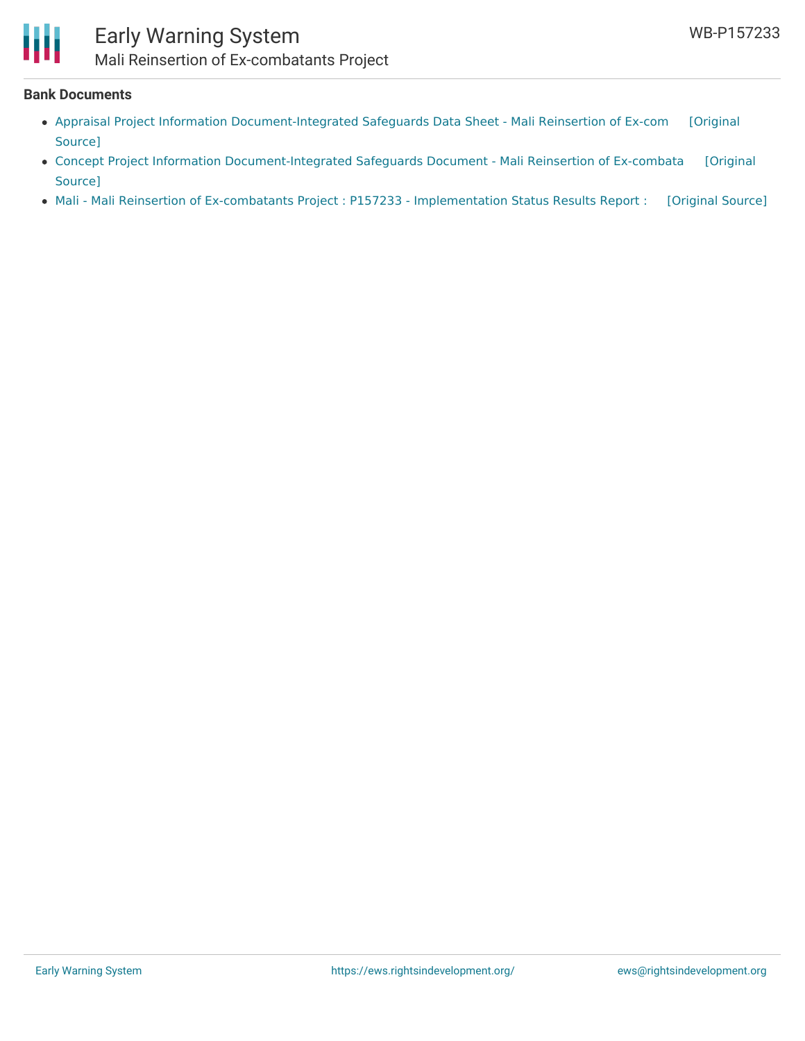**Bank Documents**

- Appraisal Project Information Document-Integrated Safeguards Data Sheet - Mali Reinsertion of Ex-com [Original Source]
- Concept Project Information Document-Integrated Safeguards Document - Mali Reinsertion of Ex-combata [Original Source]
- Mali - Mali Reinsertion of Ex-combatants Project : P157233 - Implementation Status Results Report : [Original Source]